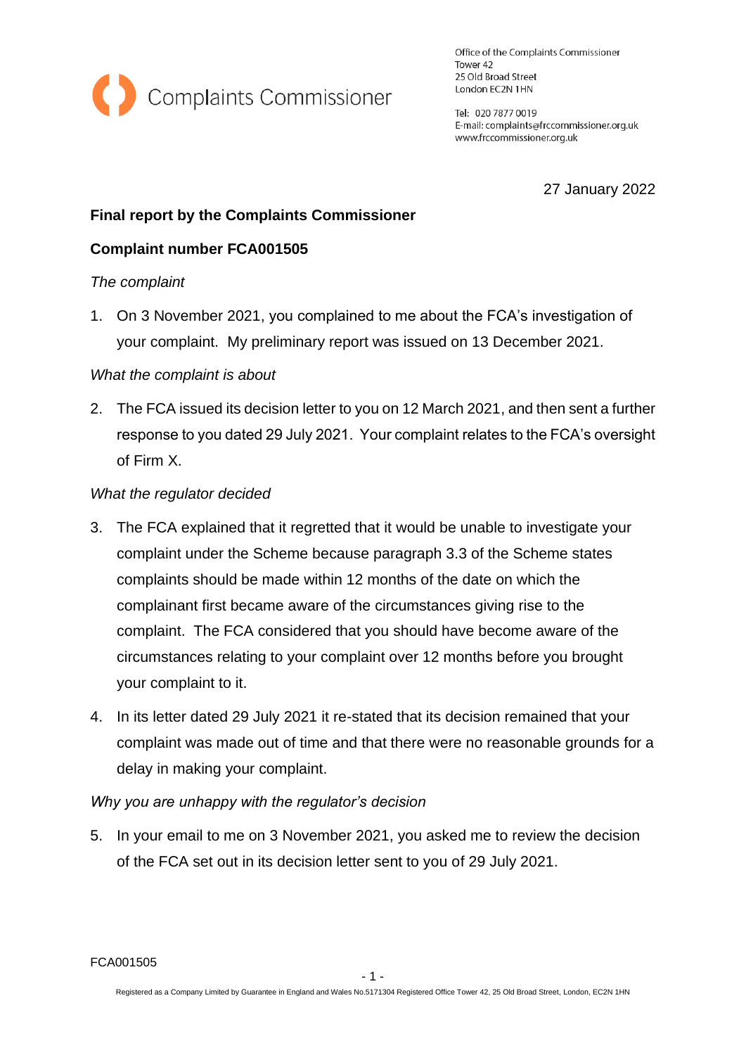Complaints Commissioner

Office of the Complaints Commissioner
Tower 42
25 Old Broad Street
London EC2N 1HN

Tel: 020 7877 0019
E-mail: complaints@frccommissioner.org.uk
www.frccommissioner.org.uk

27 January 2022

**Final report by the Complaints Commissioner**

**Complaint number FCA001505**

*The complaint*

1. On 3 November 2021, you complained to me about the FCA's investigation of your complaint. My preliminary report was issued on 13 December 2021.

*What the complaint is about*

2. The FCA issued its decision letter to you on 12 March 2021, and then sent a further response to you dated 29 July 2021. Your complaint relates to the FCA's oversight of Firm X.

*What the regulator decided*

3. The FCA explained that it regretted that it would be unable to investigate your complaint under the Scheme because paragraph 3.3 of the Scheme states complaints should be made within 12 months of the date on which the complainant first became aware of the circumstances giving rise to the complaint. The FCA considered that you should have become aware of the circumstances relating to your complaint over 12 months before you brought your complaint to it.

4. In its letter dated 29 July 2021 it re-stated that its decision remained that your complaint was made out of time and that there were no reasonable grounds for a delay in making your complaint.

*Why you are unhappy with the regulator's decision*

5. In your email to me on 3 November 2021, you asked me to review the decision of the FCA set out in its decision letter sent to you of 29 July 2021.

FCA001505

Registered as a Company Limited by Guarantee in England and Wales No.5171304 Registered Office Tower 42, 25 Old Broad Street, London, EC2N 1HN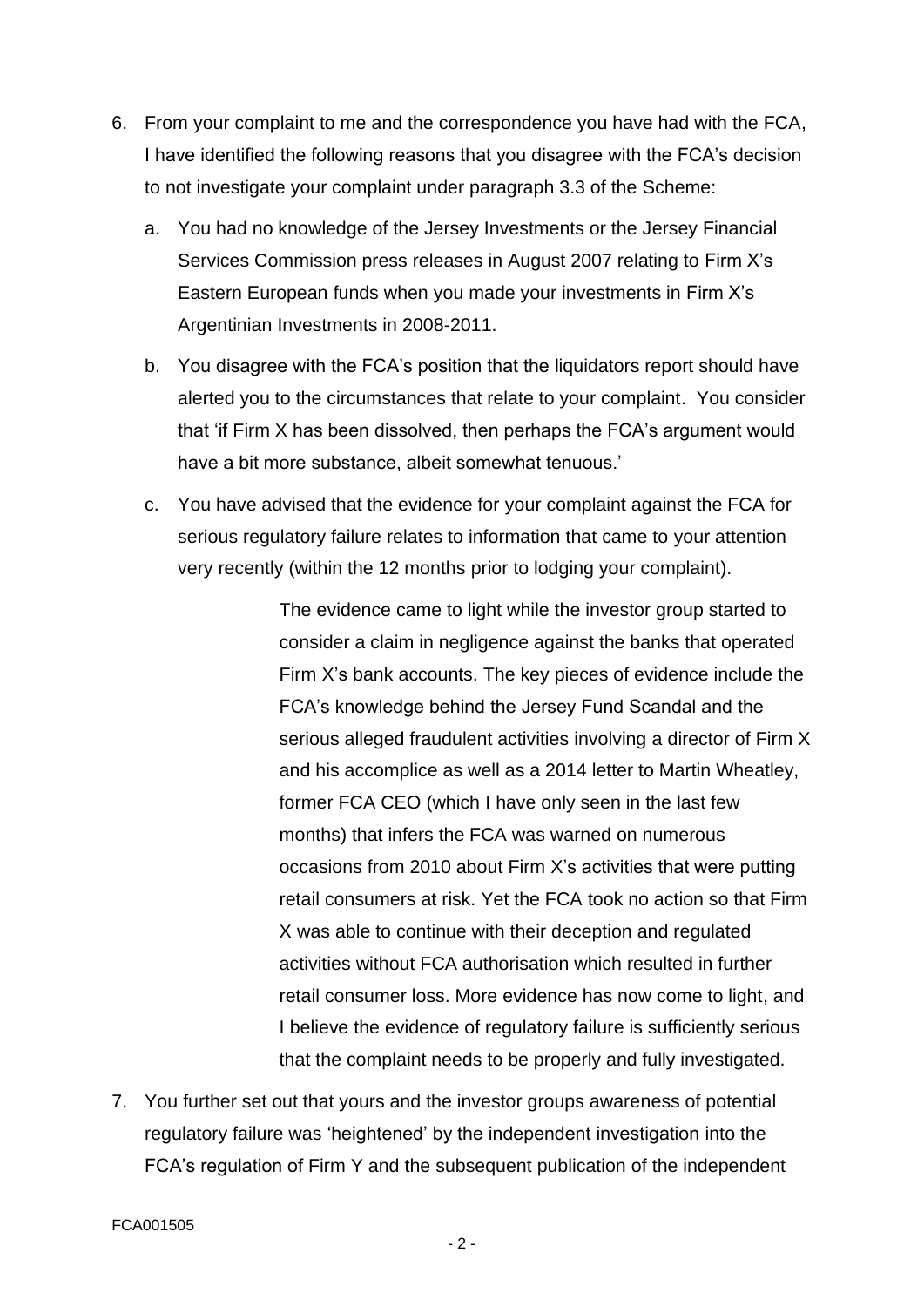6. From your complaint to me and the correspondence you have had with the FCA, I have identified the following reasons that you disagree with the FCA's decision to not investigate your complaint under paragraph 3.3 of the Scheme:

   a. You had no knowledge of the Jersey Investments or the Jersey Financial Services Commission press releases in August 2007 relating to Firm X's Eastern European funds when you made your investments in Firm X's Argentinian Investments in 2008-2011.

   b. You disagree with the FCA's position that the liquidators report should have alerted you to the circumstances that relate to your complaint. You consider that 'if Firm X has been dissolved, then perhaps the FCA's argument would have a bit more substance, albeit somewhat tenuous.'

   c. You have advised that the evidence for your complaint against the FCA for serious regulatory failure relates to information that came to your attention very recently (within the 12 months prior to lodging your complaint).

      > The evidence came to light while the investor group started to consider a claim in negligence against the banks that operated Firm X's bank accounts. The key pieces of evidence include the FCA's knowledge behind the Jersey Fund Scandal and the serious alleged fraudulent activities involving a director of Firm X and his accomplice as well as a 2014 letter to Martin Wheatley, former FCA CEO (which I have only seen in the last few months) that infers the FCA was warned on numerous occasions from 2010 about Firm X's activities that were putting retail consumers at risk. Yet the FCA took no action so that Firm X was able to continue with their deception and regulated activities without FCA authorisation which resulted in further retail consumer loss. More evidence has now come to light, and I believe the evidence of regulatory failure is sufficiently serious that the complaint needs to be properly and fully investigated.

7. You further set out that yours and the investor groups awareness of potential regulatory failure was 'heightened' by the independent investigation into the FCA's regulation of Firm Y and the subsequent publication of the independent

FCA001505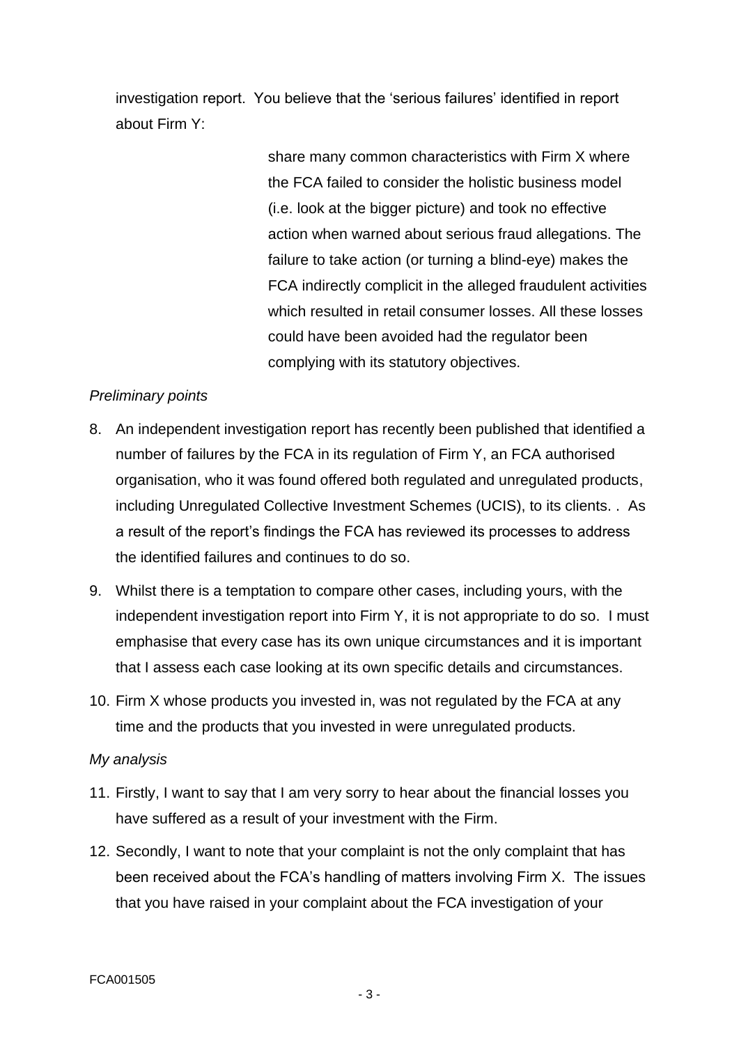investigation report. You believe that the 'serious failures' identified in report about Firm Y:

> share many common characteristics with Firm X where the FCA failed to consider the holistic business model (i.e. look at the bigger picture) and took no effective action when warned about serious fraud allegations. The failure to take action (or turning a blind-eye) makes the FCA indirectly complicit in the alleged fraudulent activities which resulted in retail consumer losses. All these losses could have been avoided had the regulator been complying with its statutory objectives.

*Preliminary points*

8. An independent investigation report has recently been published that identified a number of failures by the FCA in its regulation of Firm Y, an FCA authorised organisation, who it was found offered both regulated and unregulated products, including Unregulated Collective Investment Schemes (UCIS), to its clients. . As a result of the report's findings the FCA has reviewed its processes to address the identified failures and continues to do so.
9. Whilst there is a temptation to compare other cases, including yours, with the independent investigation report into Firm Y, it is not appropriate to do so. I must emphasise that every case has its own unique circumstances and it is important that I assess each case looking at its own specific details and circumstances.
10. Firm X whose products you invested in, was not regulated by the FCA at any time and the products that you invested in were unregulated products.

*My analysis*

11. Firstly, I want to say that I am very sorry to hear about the financial losses you have suffered as a result of your investment with the Firm.
12. Secondly, I want to note that your complaint is not the only complaint that has been received about the FCA's handling of matters involving Firm X. The issues that you have raised in your complaint about the FCA investigation of your

FCA001505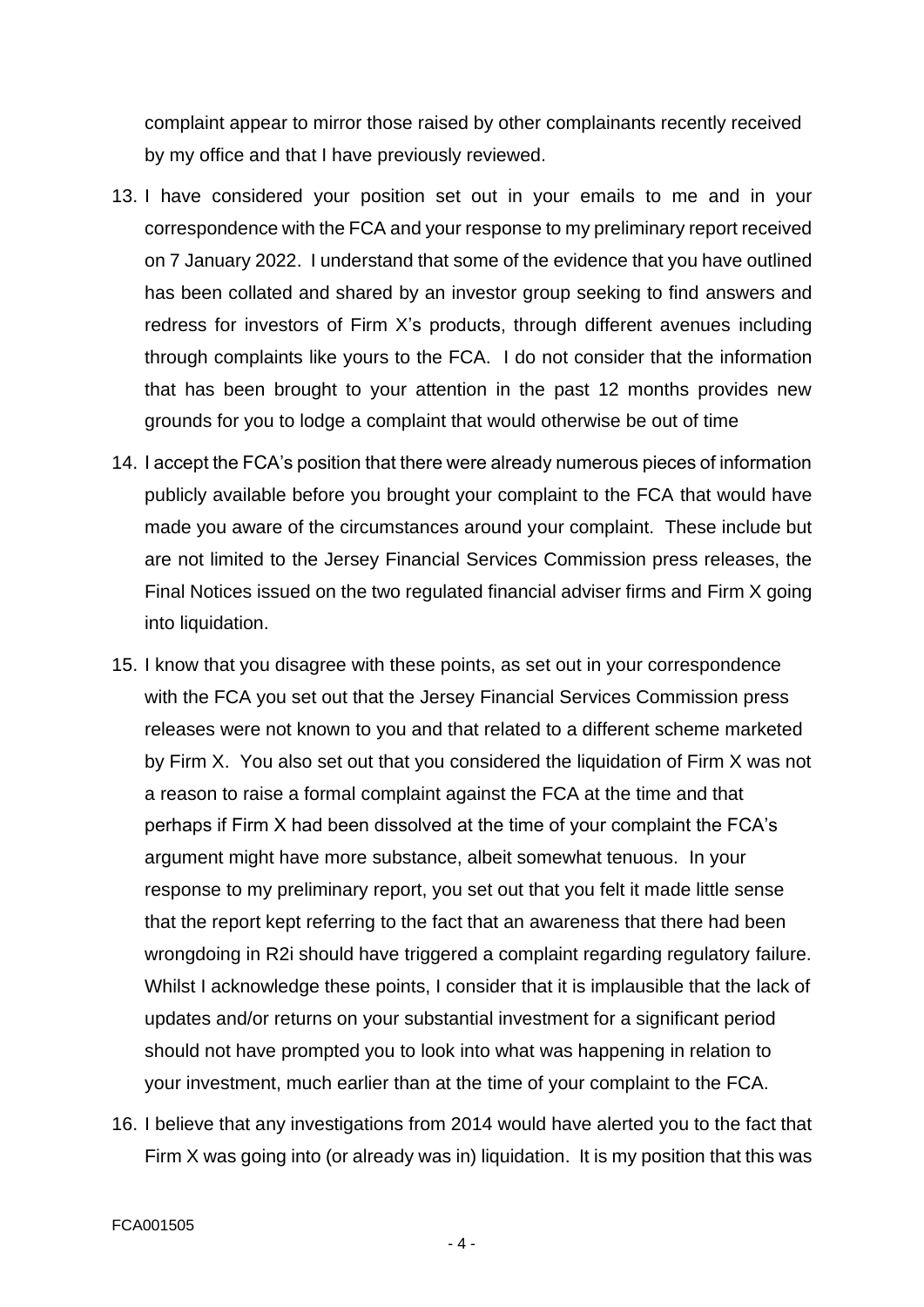complaint appear to mirror those raised by other complainants recently received by my office and that I have previously reviewed.

13. I have considered your position set out in your emails to me and in your correspondence with the FCA and your response to my preliminary report received on 7 January 2022. I understand that some of the evidence that you have outlined has been collated and shared by an investor group seeking to find answers and redress for investors of Firm X's products, through different avenues including through complaints like yours to the FCA. I do not consider that the information that has been brought to your attention in the past 12 months provides new grounds for you to lodge a complaint that would otherwise be out of time

14. I accept the FCA's position that there were already numerous pieces of information publicly available before you brought your complaint to the FCA that would have made you aware of the circumstances around your complaint. These include but are not limited to the Jersey Financial Services Commission press releases, the Final Notices issued on the two regulated financial adviser firms and Firm X going into liquidation.

15. I know that you disagree with these points, as set out in your correspondence with the FCA you set out that the Jersey Financial Services Commission press releases were not known to you and that related to a different scheme marketed by Firm X. You also set out that you considered the liquidation of Firm X was not a reason to raise a formal complaint against the FCA at the time and that perhaps if Firm X had been dissolved at the time of your complaint the FCA's argument might have more substance, albeit somewhat tenuous. In your response to my preliminary report, you set out that you felt it made little sense that the report kept referring to the fact that an awareness that there had been wrongdoing in R2i should have triggered a complaint regarding regulatory failure. Whilst I acknowledge these points, I consider that it is implausible that the lack of updates and/or returns on your substantial investment for a significant period should not have prompted you to look into what was happening in relation to your investment, much earlier than at the time of your complaint to the FCA.

16. I believe that any investigations from 2014 would have alerted you to the fact that Firm X was going into (or already was in) liquidation. It is my position that this was

FCA001505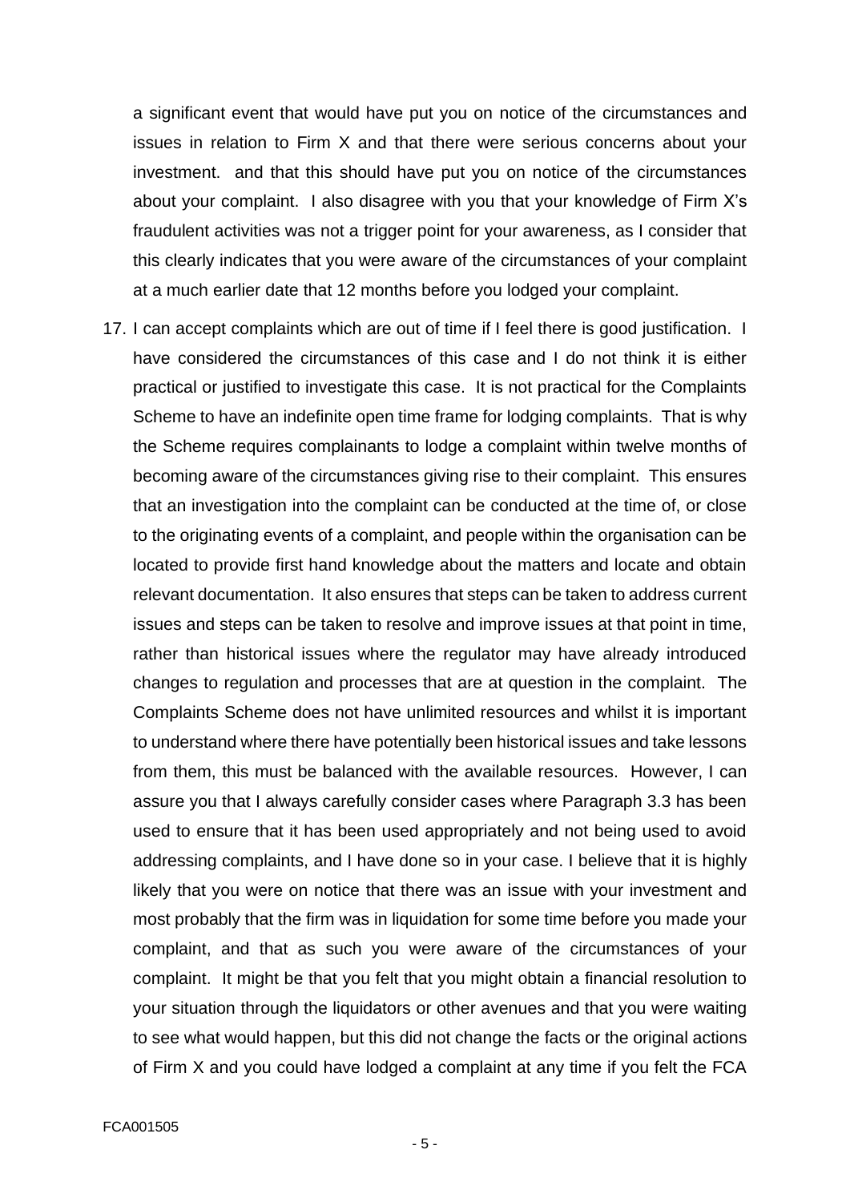a significant event that would have put you on notice of the circumstances and issues in relation to Firm X and that there were serious concerns about your investment. and that this should have put you on notice of the circumstances about your complaint. I also disagree with you that your knowledge of Firm X's fraudulent activities was not a trigger point for your awareness, as I consider that this clearly indicates that you were aware of the circumstances of your complaint at a much earlier date that 12 months before you lodged your complaint.

17. I can accept complaints which are out of time if I feel there is good justification. I have considered the circumstances of this case and I do not think it is either practical or justified to investigate this case. It is not practical for the Complaints Scheme to have an indefinite open time frame for lodging complaints. That is why the Scheme requires complainants to lodge a complaint within twelve months of becoming aware of the circumstances giving rise to their complaint. This ensures that an investigation into the complaint can be conducted at the time of, or close to the originating events of a complaint, and people within the organisation can be located to provide first hand knowledge about the matters and locate and obtain relevant documentation. It also ensures that steps can be taken to address current issues and steps can be taken to resolve and improve issues at that point in time, rather than historical issues where the regulator may have already introduced changes to regulation and processes that are at question in the complaint. The Complaints Scheme does not have unlimited resources and whilst it is important to understand where there have potentially been historical issues and take lessons from them, this must be balanced with the available resources. However, I can assure you that I always carefully consider cases where Paragraph 3.3 has been used to ensure that it has been used appropriately and not being used to avoid addressing complaints, and I have done so in your case. I believe that it is highly likely that you were on notice that there was an issue with your investment and most probably that the firm was in liquidation for some time before you made your complaint, and that as such you were aware of the circumstances of your complaint. It might be that you felt that you might obtain a financial resolution to your situation through the liquidators or other avenues and that you were waiting to see what would happen, but this did not change the facts or the original actions of Firm X and you could have lodged a complaint at any time if you felt the FCA

FCA001505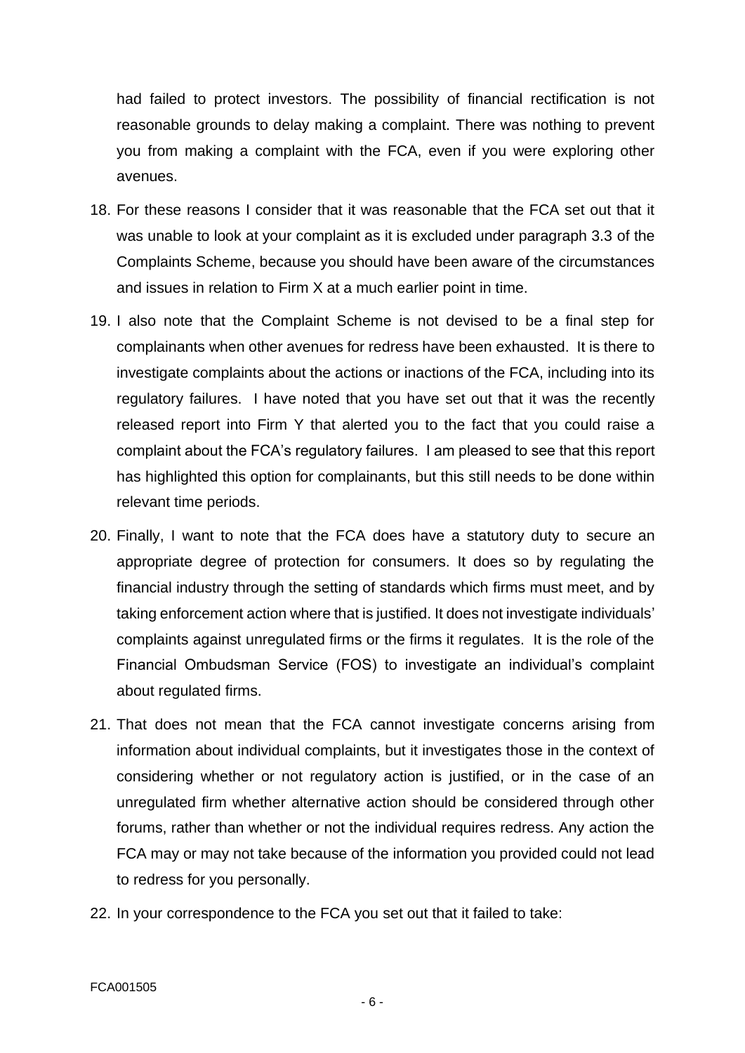had failed to protect investors. The possibility of financial rectification is not reasonable grounds to delay making a complaint. There was nothing to prevent you from making a complaint with the FCA, even if you were exploring other avenues.

18. For these reasons I consider that it was reasonable that the FCA set out that it was unable to look at your complaint as it is excluded under paragraph 3.3 of the Complaints Scheme, because you should have been aware of the circumstances and issues in relation to Firm X at a much earlier point in time.

19. I also note that the Complaint Scheme is not devised to be a final step for complainants when other avenues for redress have been exhausted. It is there to investigate complaints about the actions or inactions of the FCA, including into its regulatory failures. I have noted that you have set out that it was the recently released report into Firm Y that alerted you to the fact that you could raise a complaint about the FCA's regulatory failures. I am pleased to see that this report has highlighted this option for complainants, but this still needs to be done within relevant time periods.

20. Finally, I want to note that the FCA does have a statutory duty to secure an appropriate degree of protection for consumers. It does so by regulating the financial industry through the setting of standards which firms must meet, and by taking enforcement action where that is justified. It does not investigate individuals' complaints against unregulated firms or the firms it regulates. It is the role of the Financial Ombudsman Service (FOS) to investigate an individual's complaint about regulated firms.

21. That does not mean that the FCA cannot investigate concerns arising from information about individual complaints, but it investigates those in the context of considering whether or not regulatory action is justified, or in the case of an unregulated firm whether alternative action should be considered through other forums, rather than whether or not the individual requires redress. Any action the FCA may or may not take because of the information you provided could not lead to redress for you personally.

22. In your correspondence to the FCA you set out that it failed to take:

FCA001505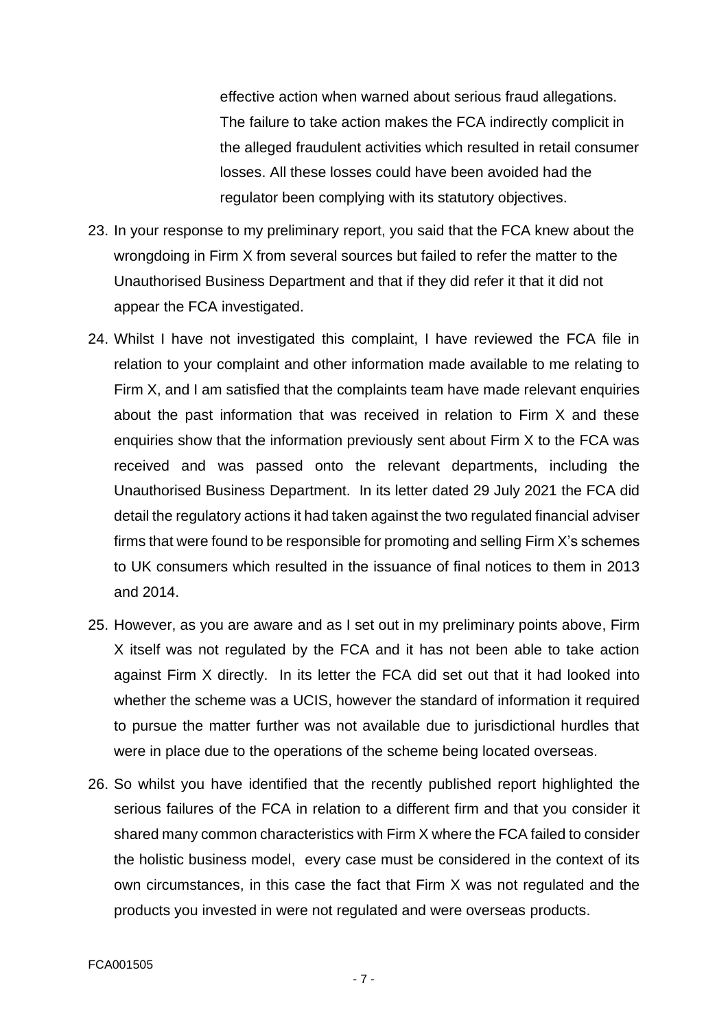effective action when warned about serious fraud allegations. The failure to take action makes the FCA indirectly complicit in the alleged fraudulent activities which resulted in retail consumer losses. All these losses could have been avoided had the regulator been complying with its statutory objectives.

23. In your response to my preliminary report, you said that the FCA knew about the wrongdoing in Firm X from several sources but failed to refer the matter to the Unauthorised Business Department and that if they did refer it that it did not appear the FCA investigated.

24. Whilst I have not investigated this complaint, I have reviewed the FCA file in relation to your complaint and other information made available to me relating to Firm X, and I am satisfied that the complaints team have made relevant enquiries about the past information that was received in relation to Firm X and these enquiries show that the information previously sent about Firm X to the FCA was received and was passed onto the relevant departments, including the Unauthorised Business Department. In its letter dated 29 July 2021 the FCA did detail the regulatory actions it had taken against the two regulated financial adviser firms that were found to be responsible for promoting and selling Firm X's schemes to UK consumers which resulted in the issuance of final notices to them in 2013 and 2014.

25. However, as you are aware and as I set out in my preliminary points above, Firm X itself was not regulated by the FCA and it has not been able to take action against Firm X directly. In its letter the FCA did set out that it had looked into whether the scheme was a UCIS, however the standard of information it required to pursue the matter further was not available due to jurisdictional hurdles that were in place due to the operations of the scheme being located overseas.

26. So whilst you have identified that the recently published report highlighted the serious failures of the FCA in relation to a different firm and that you consider it shared many common characteristics with Firm X where the FCA failed to consider the holistic business model, every case must be considered in the context of its own circumstances, in this case the fact that Firm X was not regulated and the products you invested in were not regulated and were overseas products.

FCA001505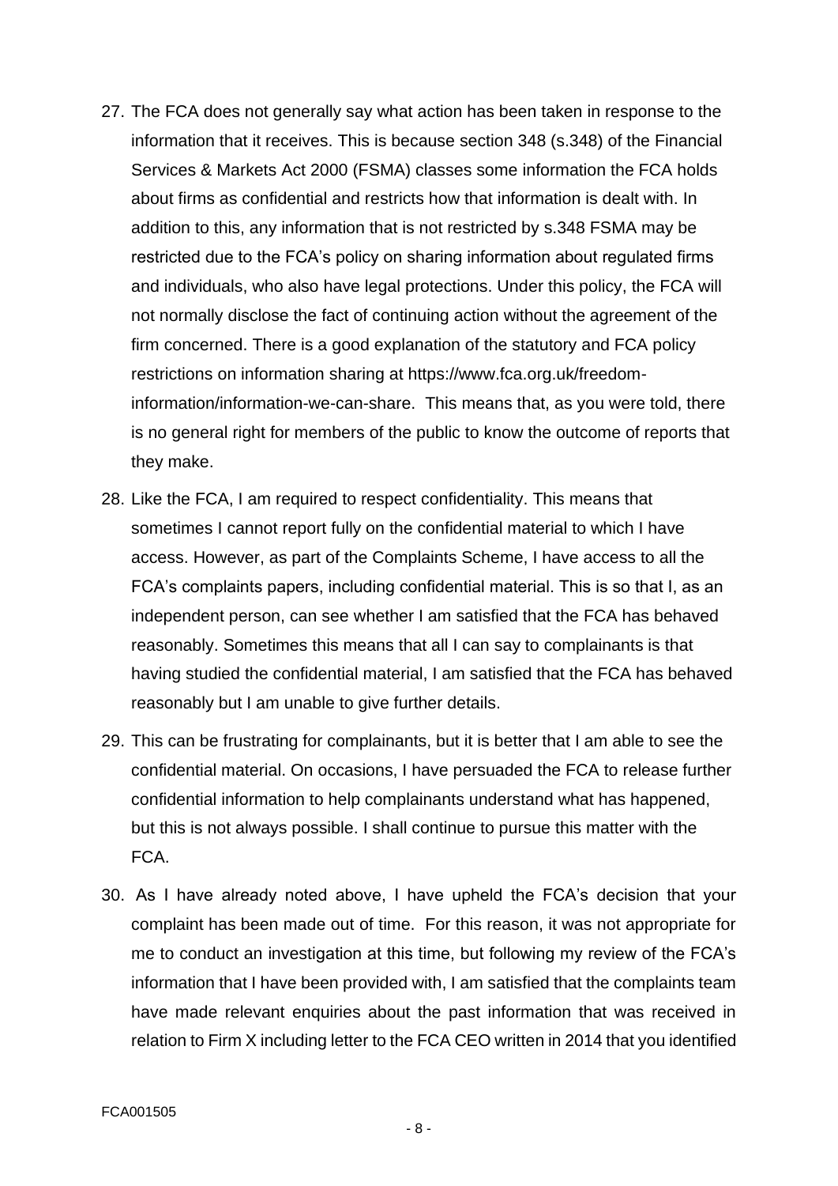27. The FCA does not generally say what action has been taken in response to the information that it receives. This is because section 348 (s.348) of the Financial Services & Markets Act 2000 (FSMA) classes some information the FCA holds about firms as confidential and restricts how that information is dealt with. In addition to this, any information that is not restricted by s.348 FSMA may be restricted due to the FCA's policy on sharing information about regulated firms and individuals, who also have legal protections. Under this policy, the FCA will not normally disclose the fact of continuing action without the agreement of the firm concerned. There is a good explanation of the statutory and FCA policy restrictions on information sharing at https://www.fca.org.uk/freedom-information/information-we-can-share. This means that, as you were told, there is no general right for members of the public to know the outcome of reports that they make.

28. Like the FCA, I am required to respect confidentiality. This means that sometimes I cannot report fully on the confidential material to which I have access. However, as part of the Complaints Scheme, I have access to all the FCA's complaints papers, including confidential material. This is so that I, as an independent person, can see whether I am satisfied that the FCA has behaved reasonably. Sometimes this means that all I can say to complainants is that having studied the confidential material, I am satisfied that the FCA has behaved reasonably but I am unable to give further details.

29. This can be frustrating for complainants, but it is better that I am able to see the confidential material. On occasions, I have persuaded the FCA to release further confidential information to help complainants understand what has happened, but this is not always possible. I shall continue to pursue this matter with the FCA.

30. As I have already noted above, I have upheld the FCA's decision that your complaint has been made out of time. For this reason, it was not appropriate for me to conduct an investigation at this time, but following my review of the FCA's information that I have been provided with, I am satisfied that the complaints team have made relevant enquiries about the past information that was received in relation to Firm X including letter to the FCA CEO written in 2014 that you identified

FCA001505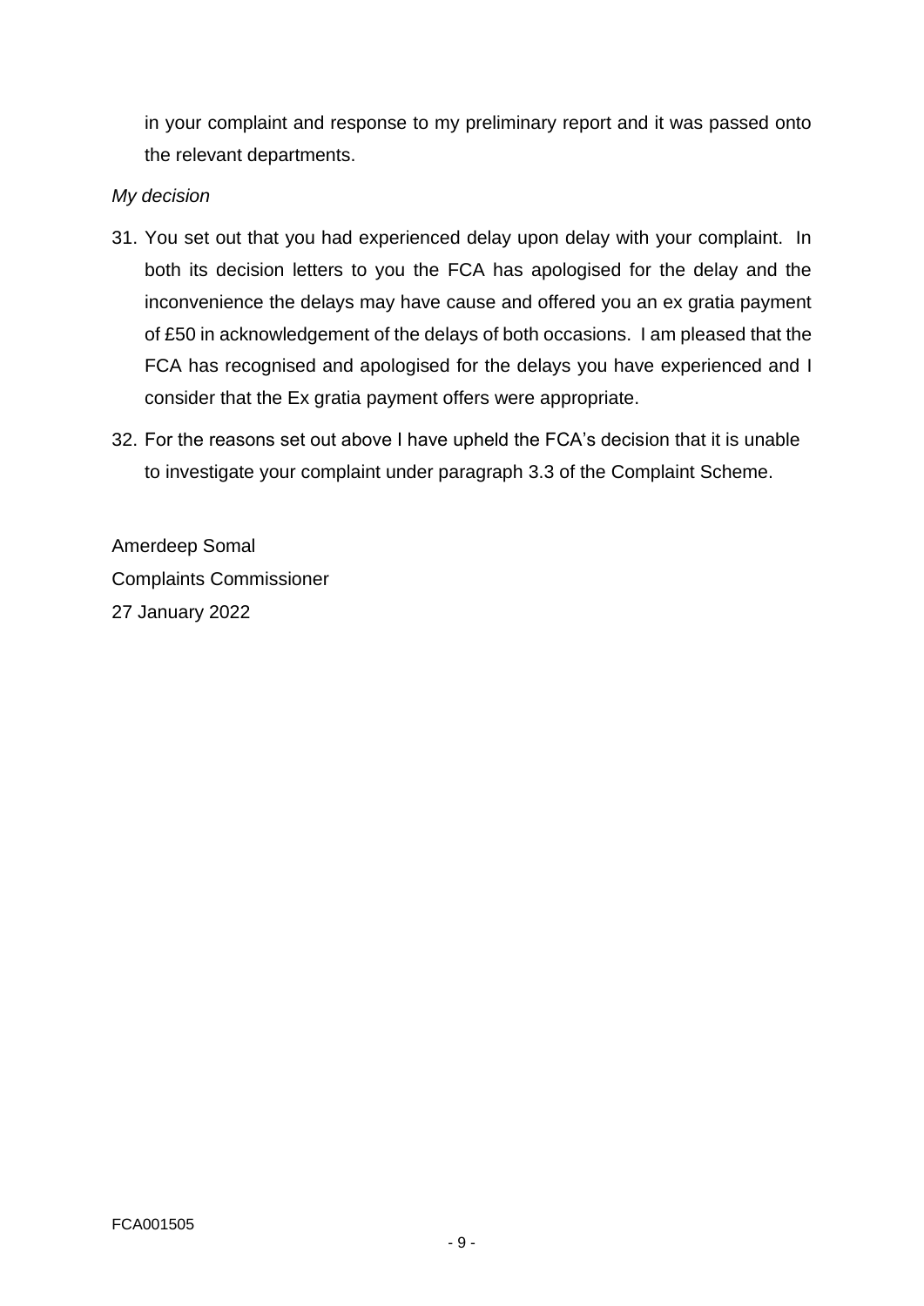in your complaint and response to my preliminary report and it was passed onto the relevant departments.

*My decision*

31. You set out that you had experienced delay upon delay with your complaint. In both its decision letters to you the FCA has apologised for the delay and the inconvenience the delays may have cause and offered you an ex gratia payment of £50 in acknowledgement of the delays of both occasions. I am pleased that the FCA has recognised and apologised for the delays you have experienced and I consider that the Ex gratia payment offers were appropriate.

32. For the reasons set out above I have upheld the FCA's decision that it is unable to investigate your complaint under paragraph 3.3 of the Complaint Scheme.

Amerdeep Somal
Complaints Commissioner
27 January 2022

FCA001505